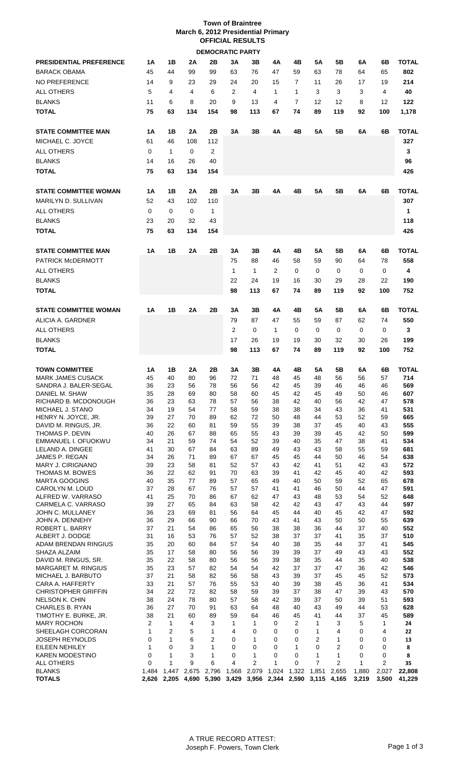# Town of Braintree
## March 6, 2012 Presidential Primary
## OFFICIAL RESULTS

### DEMOCRATIC PARTY

| PRESIDENTIAL PREFERENCE | 1A | 1B | 2A | 2B | 3A | 3B | 4A | 4B | 5A | 5B | 6A | 6B | TOTAL |
|---|---|---|---|---|---|---|---|---|---|---|---|---|---|
| BARACK OBAMA | 45 | 44 | 99 | 99 | 63 | 76 | 47 | 59 | 63 | 78 | 64 | 65 | **802** |
| NO PREFERENCE | 14 | 9 | 23 | 29 | 24 | 20 | 15 | 7 | 11 | 26 | 17 | 19 | **214** |
| ALL OTHERS | 5 | 4 | 4 | 6 | 2 | 4 | 1 | 1 | 3 | 3 | 3 | 4 | **40** |
| BLANKS | 11 | 6 | 8 | 20 | 9 | 13 | 4 | 7 | 12 | 12 | 8 | 12 | **122** |
| **TOTAL** | **75** | **63** | **134** | **154** | **98** | **113** | **67** | **74** | **89** | **119** | **92** | **100** | **1,178** |

| STATE COMMITTEE MAN | 1A | 1B | 2A | 2B | 3A | 3B | 4A | 4B | 5A | 5B | 6A | 6B | TOTAL |
|---|---|---|---|---|---|---|---|---|---|---|---|---|---|
| MICHAEL C. JOYCE | 61 | 46 | 108 | 112 | | | | | | | | | **327** |
| ALL OTHERS | 0 | 1 | 0 | 2 | | | | | | | | | **3** |
| BLANKS | 14 | 16 | 26 | 40 | | | | | | | | | **96** |
| **TOTAL** | **75** | **63** | **134** | **154** | | | | | | | | | **426** |

| STATE COMMITTEE WOMAN | 1A | 1B | 2A | 2B | 3A | 3B | 4A | 4B | 5A | 5B | 6A | 6B | TOTAL |
|---|---|---|---|---|---|---|---|---|---|---|---|---|---|
| MARILYN D. SULLIVAN | 52 | 43 | 102 | 110 | | | | | | | | | **307** |
| ALL OTHERS | 0 | 0 | 0 | 1 | | | | | | | | | **1** |
| BLANKS | 23 | 20 | 32 | 43 | | | | | | | | | **118** |
| **TOTAL** | **75** | **63** | **134** | **154** | | | | | | | | | **426** |

| STATE COMMITTEE MAN | 1A | 1B | 2A | 2B | 3A | 3B | 4A | 4B | 5A | 5B | 6A | 6B | TOTAL |
|---|---|---|---|---|---|---|---|---|---|---|---|---|---|
| PATRICK McDERMOTT | | | | | 75 | 88 | 46 | 58 | 59 | 90 | 64 | 78 | **558** |
| ALL OTHERS | | | | | 1 | 1 | 2 | 0 | 0 | 0 | 0 | 0 | **4** |
| BLANKS | | | | | 22 | 24 | 19 | 16 | 30 | 29 | 28 | 22 | **190** |
| **TOTAL** | | | | | **98** | **113** | **67** | **74** | **89** | **119** | **92** | **100** | **752** |

| STATE COMMITTEE WOMAN | 1A | 1B | 2A | 2B | 3A | 3B | 4A | 4B | 5A | 5B | 6A | 6B | TOTAL |
|---|---|---|---|---|---|---|---|---|---|---|---|---|---|
| ALICIA A. GARDNER | | | | | 79 | 87 | 47 | 55 | 59 | 87 | 62 | 74 | **550** |
| ALL OTHERS | | | | | 2 | 0 | 1 | 0 | 0 | 0 | 0 | 0 | **3** |
| BLANKS | | | | | 17 | 26 | 19 | 19 | 30 | 32 | 30 | 26 | **199** |
| **TOTAL** | | | | | **98** | **113** | **67** | **74** | **89** | **119** | **92** | **100** | **752** |

| TOWN COMMITTEE | 1A | 1B | 2A | 2B | 3A | 3B | 4A | 4B | 5A | 5B | 6A | 6B | TOTAL |
|---|---|---|---|---|---|---|---|---|---|---|---|---|---|
| MARK JAMES CUSACK | 45 | 40 | 80 | 96 | 72 | 71 | 48 | 45 | 48 | 56 | 56 | 57 | **714** |
| SANDRA J. BALER-SEGAL | 36 | 23 | 56 | 78 | 56 | 56 | 42 | 45 | 39 | 46 | 46 | 46 | **569** |
| DANIEL M. SHAW | 35 | 28 | 69 | 80 | 58 | 60 | 45 | 42 | 45 | 49 | 50 | 46 | **607** |
| RICHARD B. MCDONOUGH | 36 | 23 | 63 | 78 | 57 | 56 | 38 | 42 | 40 | 56 | 42 | 47 | **578** |
| MICHAEL J. STANO | 34 | 19 | 54 | 77 | 58 | 59 | 38 | 38 | 34 | 43 | 36 | 41 | **531** |
| HENRY N. JOYCE, JR. | 39 | 27 | 70 | 89 | 62 | 72 | 50 | 48 | 44 | 53 | 52 | 59 | **665** |
| DAVID M. RINGUS, JR. | 36 | 22 | 60 | 81 | 59 | 55 | 39 | 38 | 37 | 45 | 40 | 43 | **555** |
| THOMAS P. DEVIN | 40 | 26 | 67 | 88 | 65 | 55 | 43 | 39 | 39 | 45 | 42 | 50 | **599** |
| EMMANUEL I. OFUOKWU | 34 | 21 | 59 | 74 | 54 | 52 | 39 | 40 | 35 | 47 | 38 | 41 | **534** |
| LELAND A. DINGEE | 41 | 30 | 67 | 84 | 63 | 89 | 49 | 43 | 43 | 58 | 55 | 59 | **681** |
| JAMES P. REGAN | 34 | 26 | 71 | 89 | 67 | 67 | 45 | 45 | 44 | 50 | 46 | 54 | **638** |
| MARY J. CIRIGNANO | 39 | 23 | 58 | 81 | 52 | 57 | 43 | 42 | 41 | 51 | 42 | 43 | **572** |
| THOMAS M. BOWES | 36 | 22 | 62 | 91 | 70 | 63 | 39 | 41 | 42 | 45 | 40 | 42 | **593** |
| MARTA GOOGINS | 40 | 35 | 77 | 89 | 57 | 65 | 49 | 40 | 50 | 59 | 52 | 65 | **678** |
| CAROLYN M. LOUD | 37 | 28 | 67 | 76 | 57 | 57 | 41 | 41 | 46 | 50 | 44 | 47 | **591** |
| ALFRED W. VARRASO | 41 | 25 | 70 | 86 | 67 | 62 | 47 | 43 | 48 | 53 | 54 | 52 | **648** |
| CARMELA C. VARRASO | 39 | 27 | 65 | 84 | 63 | 58 | 42 | 42 | 43 | 47 | 43 | 44 | **597** |
| JOHN C. MULLANEY | 36 | 23 | 69 | 81 | 56 | 64 | 45 | 44 | 40 | 45 | 42 | 47 | **592** |
| JOHN A. DENNEHY | 36 | 29 | 66 | 90 | 66 | 70 | 43 | 41 | 43 | 50 | 50 | 55 | **639** |
| ROBERT L. BARRY | 37 | 21 | 54 | 86 | 65 | 56 | 38 | 38 | 36 | 44 | 37 | 40 | **552** |
| ALBERT J. DODGE | 31 | 16 | 53 | 76 | 57 | 52 | 38 | 37 | 37 | 41 | 35 | 37 | **510** |
| ADAM BRENDAN RINGIUS | 35 | 20 | 60 | 84 | 57 | 54 | 40 | 38 | 35 | 44 | 37 | 41 | **545** |
| SHAZA ALZAIM | 35 | 17 | 58 | 80 | 56 | 56 | 39 | 39 | 37 | 49 | 43 | 43 | **552** |
| DAVID M. RINGUS, SR. | 35 | 22 | 58 | 80 | 56 | 56 | 39 | 38 | 35 | 44 | 35 | 40 | **538** |
| MARGARET M. RINGIUS | 35 | 23 | 57 | 82 | 54 | 54 | 42 | 37 | 37 | 47 | 36 | 42 | **546** |
| MICHAEL J. BARBUTO | 37 | 21 | 58 | 82 | 56 | 58 | 43 | 39 | 37 | 45 | 45 | 52 | **573** |
| CARA A. HAFFERTY | 33 | 21 | 57 | 76 | 55 | 53 | 40 | 39 | 38 | 45 | 36 | 41 | **534** |
| CHRISTOPHER GRIFFIN | 34 | 22 | 72 | 82 | 58 | 59 | 39 | 37 | 38 | 47 | 39 | 43 | **570** |
| NELSON K. CHIN | 38 | 24 | 78 | 80 | 57 | 58 | 42 | 39 | 37 | 50 | 39 | 51 | **593** |
| CHARLES B. RYAN | 36 | 27 | 70 | 91 | 63 | 64 | 48 | 40 | 43 | 49 | 44 | 53 | **628** |
| TIMOTHY E. BURKE, JR. | 38 | 21 | 60 | 89 | 59 | 64 | 46 | 45 | 41 | 44 | 37 | 45 | **589** |
| MARY ROCHON | 2 | 1 | 4 | 3 | 1 | 1 | 0 | 2 | 1 | 3 | 5 | 1 | **24** |
| SHEELAGH CORCORAN | 1 | 2 | 5 | 1 | 4 | 0 | 0 | 0 | 1 | 4 | 0 | 4 | **22** |
| JOSEPH REYNOLDS | 0 | 1 | 6 | 2 | 0 | 1 | 0 | 0 | 2 | 1 | 0 | 0 | **13** |
| EILEEN NEHILEY | 1 | 0 | 3 | 1 | 0 | 0 | 0 | 1 | 0 | 2 | 0 | 0 | **8** |
| KAREN MODESTINO | 0 | 1 | 3 | 1 | 0 | 1 | 0 | 0 | 1 | 1 | 0 | 0 | **8** |
| ALL OTHERS | 0 | 1 | 9 | 6 | 4 | 2 | 1 | 0 | 7 | 2 | 1 | 2 | **35** |
| BLANKS | 1,484 | 1,447 | 2,675 | 2,796 | 1,568 | 2,079 | 1,024 | 1,322 | 1,851 | 2,655 | 1,880 | 2,027 | **22,808** |
| **TOTALS** | **2,626** | **2,205** | **4,690** | **5,390** | **3,429** | **3,956** | **2,344** | **2,590** | **3,115** | **4,165** | **3,219** | **3,500** | **41,229** |

A TRUE RECORD ATTEST:
Joseph F. Powers, Town Clerk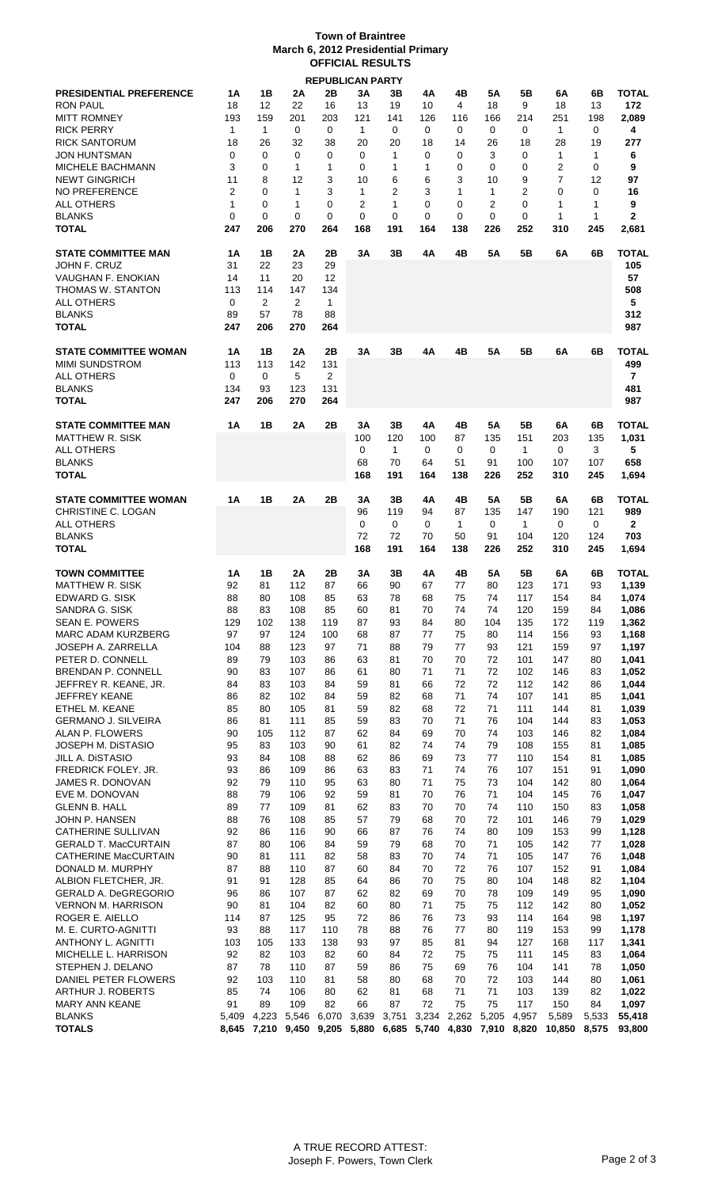# Town of Braintree
## March 6, 2012 Presidential Primary
## OFFICIAL RESULTS

### REPUBLICAN PARTY

| PRESIDENTIAL PREFERENCE | 1A | 1B | 2A | 2B | 3A | 3B | 4A | 4B | 5A | 5B | 6A | 6B | TOTAL |
|---|---|---|---|---|---|---|---|---|---|---|---|---|---|
| RON PAUL | 18 | 12 | 22 | 16 | 13 | 19 | 10 | 4 | 18 | 9 | 18 | 13 | 172 |
| MITT ROMNEY | 193 | 159 | 201 | 203 | 121 | 141 | 126 | 116 | 166 | 214 | 251 | 198 | 2,089 |
| RICK PERRY | 1 | 1 | 0 | 0 | 1 | 0 | 0 | 0 | 0 | 0 | 1 | 0 | 4 |
| RICK SANTORUM | 18 | 26 | 32 | 38 | 20 | 20 | 18 | 14 | 26 | 18 | 28 | 19 | 277 |
| JON HUNTSMAN | 0 | 0 | 0 | 0 | 0 | 1 | 0 | 0 | 3 | 0 | 1 | 1 | 6 |
| MICHELE BACHMANN | 3 | 0 | 1 | 1 | 0 | 1 | 1 | 0 | 0 | 0 | 2 | 0 | 9 |
| NEWT GINGRICH | 11 | 8 | 12 | 3 | 10 | 6 | 6 | 3 | 10 | 9 | 7 | 12 | 97 |
| NO PREFERENCE | 2 | 0 | 1 | 3 | 1 | 2 | 3 | 1 | 1 | 2 | 0 | 0 | 16 |
| ALL OTHERS | 1 | 0 | 1 | 0 | 2 | 1 | 0 | 0 | 2 | 0 | 1 | 1 | 9 |
| BLANKS | 0 | 0 | 0 | 0 | 0 | 0 | 0 | 0 | 0 | 0 | 1 | 1 | 2 |
| TOTAL | 247 | 206 | 270 | 264 | 168 | 191 | 164 | 138 | 226 | 252 | 310 | 245 | 2,681 |

| STATE COMMITTEE MAN | 1A | 1B | 2A | 2B | 3A | 3B | 4A | 4B | 5A | 5B | 6A | 6B | TOTAL |
|---|---|---|---|---|---|---|---|---|---|---|---|---|---|
| JOHN F. CRUZ | 31 | 22 | 23 | 29 | | | | | | | | | 105 |
| VAUGHAN F. ENOKIAN | 14 | 11 | 20 | 12 | | | | | | | | | 57 |
| THOMAS W. STANTON | 113 | 114 | 147 | 134 | | | | | | | | | 508 |
| ALL OTHERS | 0 | 2 | 2 | 1 | | | | | | | | | 5 |
| BLANKS | 89 | 57 | 78 | 88 | | | | | | | | | 312 |
| TOTAL | 247 | 206 | 270 | 264 | | | | | | | | | 987 |

| STATE COMMITTEE WOMAN | 1A | 1B | 2A | 2B | 3A | 3B | 4A | 4B | 5A | 5B | 6A | 6B | TOTAL |
|---|---|---|---|---|---|---|---|---|---|---|---|---|---|
| MIMI SUNDSTROM | 113 | 113 | 142 | 131 | | | | | | | | | 499 |
| ALL OTHERS | 0 | 0 | 5 | 2 | | | | | | | | | 7 |
| BLANKS | 134 | 93 | 123 | 131 | | | | | | | | | 481 |
| TOTAL | 247 | 206 | 270 | 264 | | | | | | | | | 987 |

| STATE COMMITTEE MAN | 1A | 1B | 2A | 2B | 3A | 3B | 4A | 4B | 5A | 5B | 6A | 6B | TOTAL |
|---|---|---|---|---|---|---|---|---|---|---|---|---|---|
| MATTHEW R. SISK | | | | | 100 | 120 | 100 | 87 | 135 | 151 | 203 | 135 | 1,031 |
| ALL OTHERS | | | | | 0 | 1 | 0 | 0 | 0 | 1 | 0 | 3 | 5 |
| BLANKS | | | | | 68 | 70 | 64 | 51 | 91 | 100 | 107 | 107 | 658 |
| TOTAL | | | | | 168 | 191 | 164 | 138 | 226 | 252 | 310 | 245 | 1,694 |

| STATE COMMITTEE WOMAN | 1A | 1B | 2A | 2B | 3A | 3B | 4A | 4B | 5A | 5B | 6A | 6B | TOTAL |
|---|---|---|---|---|---|---|---|---|---|---|---|---|---|
| CHRISTINE C. LOGAN | | | | | 96 | 119 | 94 | 87 | 135 | 147 | 190 | 121 | 989 |
| ALL OTHERS | | | | | 0 | 0 | 0 | 1 | 0 | 1 | 0 | 0 | 2 |
| BLANKS | | | | | 72 | 72 | 70 | 50 | 91 | 104 | 120 | 124 | 703 |
| TOTAL | | | | | 168 | 191 | 164 | 138 | 226 | 252 | 310 | 245 | 1,694 |

| TOWN COMMITTEE | 1A | 1B | 2A | 2B | 3A | 3B | 4A | 4B | 5A | 5B | 6A | 6B | TOTAL |
|---|---|---|---|---|---|---|---|---|---|---|---|---|---|
| MATTHEW R. SISK | 92 | 81 | 112 | 87 | 66 | 90 | 67 | 77 | 80 | 123 | 171 | 93 | 1,139 |
| EDWARD G. SISK | 88 | 80 | 108 | 85 | 63 | 78 | 68 | 75 | 74 | 117 | 154 | 84 | 1,074 |
| SANDRA G. SISK | 88 | 83 | 108 | 85 | 60 | 81 | 70 | 74 | 74 | 120 | 159 | 84 | 1,086 |
| SEAN E. POWERS | 129 | 102 | 138 | 119 | 87 | 93 | 84 | 80 | 104 | 135 | 172 | 119 | 1,362 |
| MARC ADAM KURZBERG | 97 | 97 | 124 | 100 | 68 | 87 | 77 | 75 | 80 | 114 | 156 | 93 | 1,168 |
| JOSEPH A. ZARRELLA | 104 | 88 | 123 | 97 | 71 | 88 | 79 | 77 | 93 | 121 | 159 | 97 | 1,197 |
| PETER D. CONNELL | 89 | 79 | 103 | 86 | 63 | 81 | 70 | 70 | 72 | 101 | 147 | 80 | 1,041 |
| BRENDAN P. CONNELL | 90 | 83 | 107 | 86 | 61 | 80 | 71 | 71 | 72 | 102 | 146 | 83 | 1,052 |
| JEFFREY R. KEANE, JR. | 84 | 83 | 103 | 84 | 59 | 81 | 66 | 72 | 72 | 112 | 142 | 86 | 1,044 |
| JEFFREY KEANE | 86 | 82 | 102 | 84 | 59 | 82 | 68 | 71 | 74 | 107 | 141 | 85 | 1,041 |
| ETHEL M. KEANE | 85 | 80 | 105 | 81 | 59 | 82 | 68 | 72 | 71 | 111 | 144 | 81 | 1,039 |
| GERMANO J. SILVEIRA | 86 | 81 | 111 | 85 | 59 | 83 | 70 | 71 | 76 | 104 | 144 | 83 | 1,053 |
| ALAN P. FLOWERS | 90 | 105 | 112 | 87 | 62 | 84 | 69 | 70 | 74 | 103 | 146 | 82 | 1,084 |
| JOSEPH M. DiSTASIO | 95 | 83 | 103 | 90 | 61 | 82 | 74 | 74 | 79 | 108 | 155 | 81 | 1,085 |
| JILL A. DiSTASIO | 93 | 84 | 108 | 88 | 62 | 86 | 69 | 73 | 77 | 110 | 154 | 81 | 1,085 |
| FREDRICK FOLEY, JR. | 93 | 86 | 109 | 86 | 63 | 83 | 71 | 74 | 76 | 107 | 151 | 91 | 1,090 |
| JAMES R. DONOVAN | 92 | 79 | 110 | 95 | 63 | 80 | 71 | 75 | 73 | 104 | 142 | 80 | 1,064 |
| EVE M. DONOVAN | 88 | 79 | 106 | 92 | 59 | 81 | 70 | 76 | 71 | 104 | 145 | 76 | 1,047 |
| GLENN B. HALL | 89 | 77 | 109 | 81 | 62 | 83 | 70 | 70 | 74 | 110 | 150 | 83 | 1,058 |
| JOHN P. HANSEN | 88 | 76 | 108 | 85 | 57 | 79 | 68 | 70 | 72 | 101 | 146 | 79 | 1,029 |
| CATHERINE SULLIVAN | 92 | 86 | 116 | 90 | 66 | 87 | 76 | 74 | 80 | 109 | 153 | 99 | 1,128 |
| GERALD T. MacCURTAIN | 87 | 80 | 106 | 84 | 59 | 79 | 68 | 70 | 71 | 105 | 142 | 77 | 1,028 |
| CATHERINE MacCURTAIN | 90 | 81 | 111 | 82 | 58 | 83 | 70 | 74 | 71 | 105 | 147 | 76 | 1,048 |
| DONALD M. MURPHY | 87 | 88 | 110 | 87 | 60 | 84 | 70 | 72 | 76 | 107 | 152 | 91 | 1,084 |
| ALBION FLETCHER, JR. | 91 | 91 | 128 | 85 | 64 | 86 | 70 | 75 | 80 | 104 | 148 | 82 | 1,104 |
| GERALD A. DeGREGORIO | 96 | 86 | 107 | 87 | 62 | 82 | 69 | 70 | 78 | 109 | 149 | 95 | 1,090 |
| VERNON M. HARRISON | 90 | 81 | 104 | 82 | 60 | 80 | 71 | 75 | 75 | 112 | 142 | 80 | 1,052 |
| ROGER E. AIELLO | 114 | 87 | 125 | 95 | 72 | 86 | 76 | 73 | 93 | 114 | 164 | 98 | 1,197 |
| M. E. CURTO-AGNITTI | 93 | 88 | 117 | 110 | 78 | 88 | 76 | 77 | 80 | 119 | 153 | 99 | 1,178 |
| ANTHONY L. AGNITTI | 103 | 105 | 133 | 138 | 93 | 97 | 85 | 81 | 94 | 127 | 168 | 117 | 1,341 |
| MICHELLE L. HARRISON | 92 | 82 | 103 | 82 | 60 | 84 | 72 | 75 | 75 | 111 | 145 | 83 | 1,064 |
| STEPHEN J. DELANO | 87 | 78 | 110 | 87 | 59 | 86 | 75 | 69 | 76 | 104 | 141 | 78 | 1,050 |
| DANIEL PETER FLOWERS | 92 | 103 | 110 | 81 | 58 | 80 | 68 | 70 | 72 | 103 | 144 | 80 | 1,061 |
| ARTHUR J. ROBERTS | 85 | 74 | 106 | 80 | 62 | 81 | 68 | 71 | 71 | 103 | 139 | 82 | 1,022 |
| MARY ANN KEANE | 91 | 89 | 109 | 82 | 66 | 87 | 72 | 75 | 75 | 117 | 150 | 84 | 1,097 |
| BLANKS | 5,409 | 4,223 | 5,546 | 6,070 | 3,639 | 3,751 | 3,234 | 2,262 | 5,205 | 4,957 | 5,589 | 5,533 | 55,418 |
| TOTALS | 8,645 | 7,210 | 9,450 | 9,205 | 5,880 | 6,685 | 5,740 | 4,830 | 7,910 | 8,820 | 10,850 | 8,575 | 93,800 |

A TRUE RECORD ATTEST:
Joseph F. Powers, Town Clerk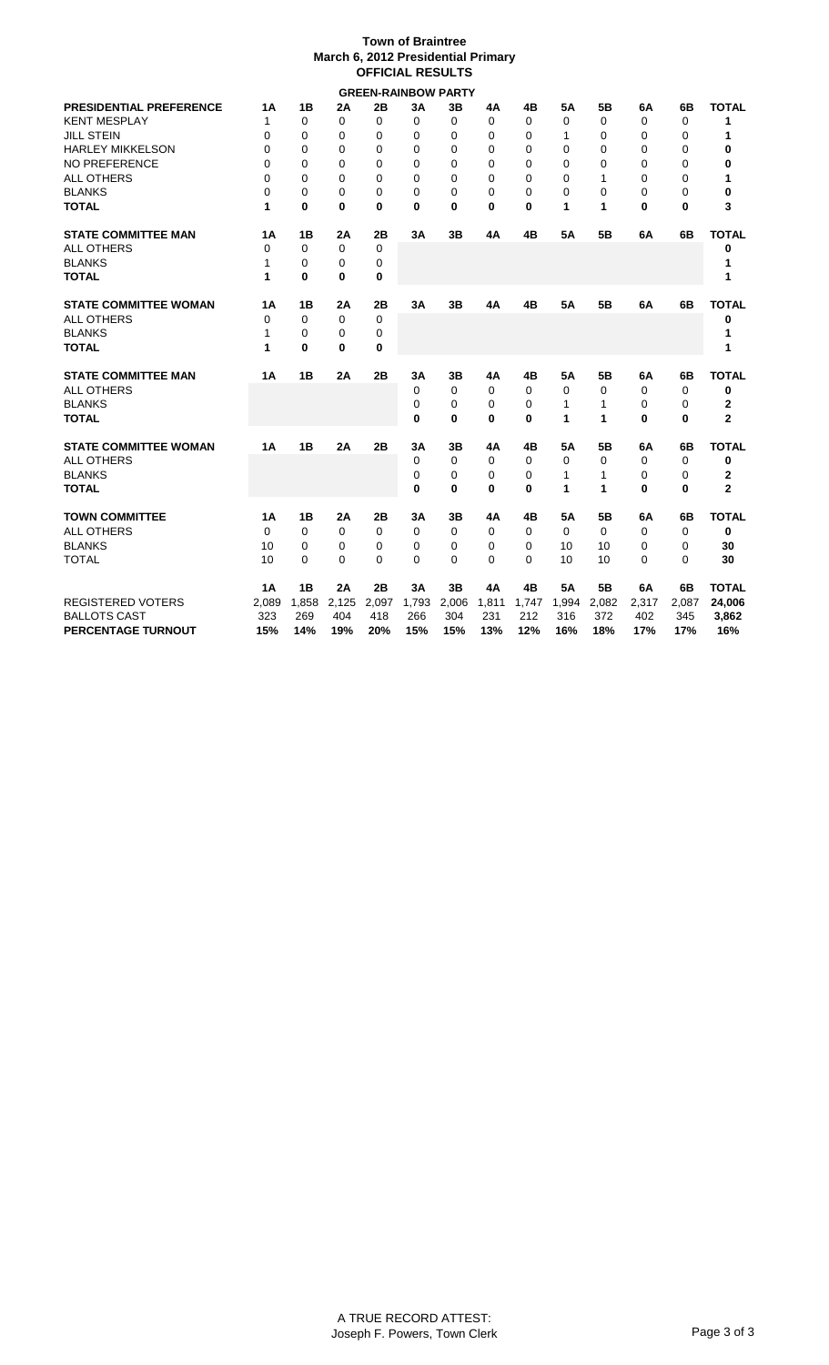**Town of Braintree**
**March 6, 2012 Presidential Primary**
**OFFICIAL RESULTS**

**GREEN-RAINBOW PARTY**

| PRESIDENTIAL PREFERENCE | 1A | 1B | 2A | 2B | 3A | 3B | 4A | 4B | 5A | 5B | 6A | 6B | TOTAL |
|---|---|---|---|---|---|---|---|---|---|---|---|---|---|
| KENT MESPLAY | 1 | 0 | 0 | 0 | 0 | 0 | 0 | 0 | 0 | 0 | 0 | 0 | **1** |
| JILL STEIN | 0 | 0 | 0 | 0 | 0 | 0 | 0 | 0 | 1 | 0 | 0 | 0 | **1** |
| HARLEY MIKKELSON | 0 | 0 | 0 | 0 | 0 | 0 | 0 | 0 | 0 | 0 | 0 | 0 | **0** |
| NO PREFERENCE | 0 | 0 | 0 | 0 | 0 | 0 | 0 | 0 | 0 | 0 | 0 | 0 | **0** |
| ALL OTHERS | 0 | 0 | 0 | 0 | 0 | 0 | 0 | 0 | 0 | 1 | 0 | 0 | **1** |
| BLANKS | 0 | 0 | 0 | 0 | 0 | 0 | 0 | 0 | 0 | 0 | 0 | 0 | **0** |
| **TOTAL** | **1** | **0** | **0** | **0** | **0** | **0** | **0** | **0** | **1** | **1** | **0** | **0** | **3** |

| STATE COMMITTEE MAN | 1A | 1B | 2A | 2B | 3A | 3B | 4A | 4B | 5A | 5B | 6A | 6B | TOTAL |
|---|---|---|---|---|---|---|---|---|---|---|---|---|---|
| ALL OTHERS | 0 | 0 | 0 | 0 | | | | | | | | | **0** |
| BLANKS | 1 | 0 | 0 | 0 | | | | | | | | | **1** |
| **TOTAL** | **1** | **0** | **0** | **0** | | | | | | | | | **1** |

| STATE COMMITTEE WOMAN | 1A | 1B | 2A | 2B | 3A | 3B | 4A | 4B | 5A | 5B | 6A | 6B | TOTAL |
|---|---|---|---|---|---|---|---|---|---|---|---|---|---|
| ALL OTHERS | 0 | 0 | 0 | 0 | | | | | | | | | **0** |
| BLANKS | 1 | 0 | 0 | 0 | | | | | | | | | **1** |
| **TOTAL** | **1** | **0** | **0** | **0** | | | | | | | | | **1** |

| STATE COMMITTEE MAN | 1A | 1B | 2A | 2B | 3A | 3B | 4A | 4B | 5A | 5B | 6A | 6B | TOTAL |
|---|---|---|---|---|---|---|---|---|---|---|---|---|---|
| ALL OTHERS | | | | | 0 | 0 | 0 | 0 | 0 | 0 | 0 | 0 | **0** |
| BLANKS | | | | | 0 | 0 | 0 | 0 | 1 | 1 | 0 | 0 | **2** |
| **TOTAL** | | | | | **0** | **0** | **0** | **0** | **1** | **1** | **0** | **0** | **2** |

| STATE COMMITTEE WOMAN | 1A | 1B | 2A | 2B | 3A | 3B | 4A | 4B | 5A | 5B | 6A | 6B | TOTAL |
|---|---|---|---|---|---|---|---|---|---|---|---|---|---|
| ALL OTHERS | | | | | 0 | 0 | 0 | 0 | 0 | 0 | 0 | 0 | **0** |
| BLANKS | | | | | 0 | 0 | 0 | 0 | 1 | 1 | 0 | 0 | **2** |
| **TOTAL** | | | | | **0** | **0** | **0** | **0** | **1** | **1** | **0** | **0** | **2** |

| TOWN COMMITTEE | 1A | 1B | 2A | 2B | 3A | 3B | 4A | 4B | 5A | 5B | 6A | 6B | TOTAL |
|---|---|---|---|---|---|---|---|---|---|---|---|---|---|
| ALL OTHERS | 0 | 0 | 0 | 0 | 0 | 0 | 0 | 0 | 0 | 0 | 0 | 0 | **0** |
| BLANKS | 10 | 0 | 0 | 0 | 0 | 0 | 0 | 0 | 10 | 10 | 0 | 0 | **30** |
| TOTAL | 10 | 0 | 0 | 0 | 0 | 0 | 0 | 0 | 10 | 10 | 0 | 0 | **30** |

| | 1A | 1B | 2A | 2B | 3A | 3B | 4A | 4B | 5A | 5B | 6A | 6B | TOTAL |
|---|---|---|---|---|---|---|---|---|---|---|---|---|---|
| REGISTERED VOTERS | 2,089 | 1,858 | 2,125 | 2,097 | 1,793 | 2,006 | 1,811 | 1,747 | 1,994 | 2,082 | 2,317 | 2,087 | **24,006** |
| BALLOTS CAST | 323 | 269 | 404 | 418 | 266 | 304 | 231 | 212 | 316 | 372 | 402 | 345 | **3,862** |
| **PERCENTAGE TURNOUT** | **15%** | **14%** | **19%** | **20%** | **15%** | **15%** | **13%** | **12%** | **16%** | **18%** | **17%** | **17%** | **16%** |

A TRUE RECORD ATTEST:
Joseph F. Powers, Town Clerk